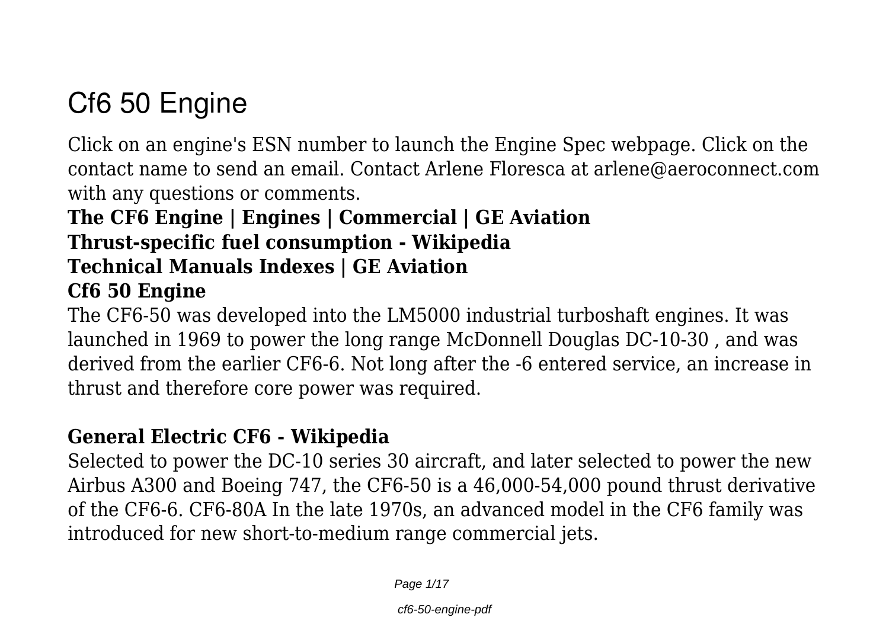# Cf6 50 Engine

Click on an engine's ESN number to launch the Engine Spec webpage. Click on the contact name to send an email. Contact Arlene Floresca at arlene@aeroconnect.com with any questions or comments.

**The CF6 Engine | Engines | Commercial | GE Aviation**
**Thrust-specific fuel consumption - Wikipedia**
**Technical Manuals Indexes | GE Aviation**
**Cf6 50 Engine**

The CF6-50 was developed into the LM5000 industrial turboshaft engines. It was launched in 1969 to power the long range McDonnell Douglas DC-10-30 , and was derived from the earlier CF6-6. Not long after the -6 entered service, an increase in thrust and therefore core power was required.

**General Electric CF6 - Wikipedia**

Selected to power the DC-10 series 30 aircraft, and later selected to power the new Airbus A300 and Boeing 747, the CF6-50 is a 46,000-54,000 pound thrust derivative of the CF6-6. CF6-80A In the late 1970s, an advanced model in the CF6 family was introduced for new short-to-medium range commercial jets.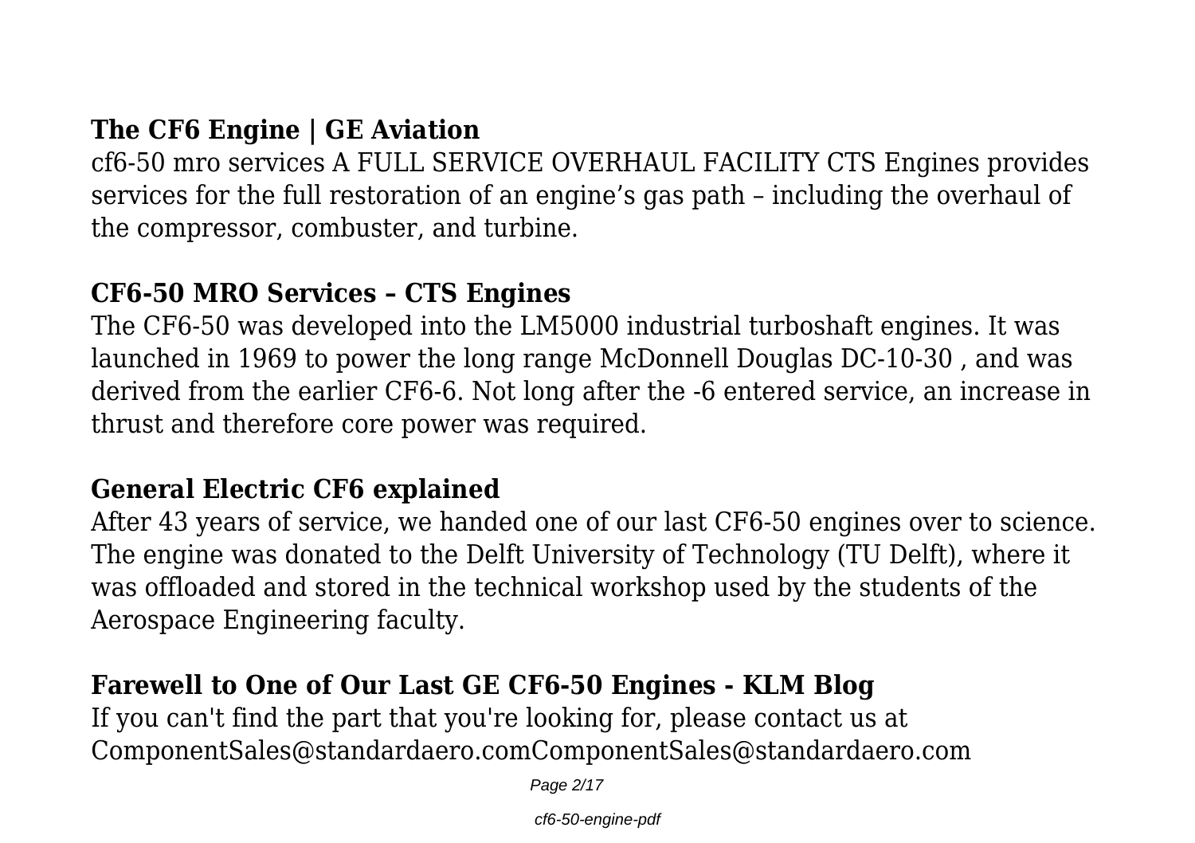## The CF6 Engine | GE Aviation

cf6-50 mro services A FULL SERVICE OVERHAUL FACILITY CTS Engines provides services for the full restoration of an engine's gas path – including the overhaul of the compressor, combuster, and turbine.

## CF6-50 MRO Services – CTS Engines

The CF6-50 was developed into the LM5000 industrial turboshaft engines. It was launched in 1969 to power the long range McDonnell Douglas DC-10-30 , and was derived from the earlier CF6-6. Not long after the -6 entered service, an increase in thrust and therefore core power was required.

## General Electric CF6 explained

After 43 years of service, we handed one of our last CF6-50 engines over to science. The engine was donated to the Delft University of Technology (TU Delft), where it was offloaded and stored in the technical workshop used by the students of the Aerospace Engineering faculty.

## Farewell to One of Our Last GE CF6-50 Engines - KLM Blog

If you can't find the part that you're looking for, please contact us at ComponentSales@standardaero.comComponentSales@standardaero.com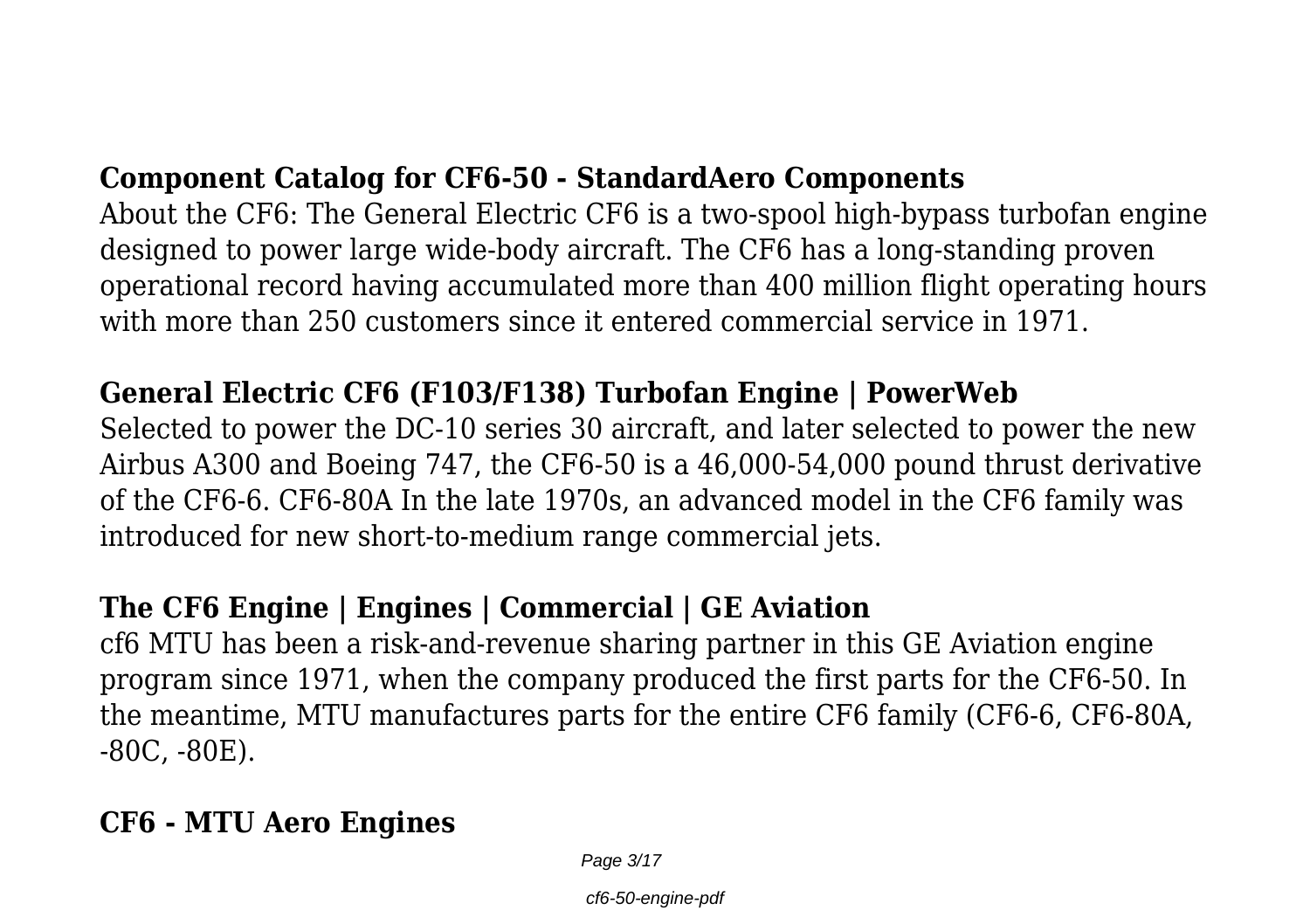## Component Catalog for CF6-50 - StandardAero Components

About the CF6: The General Electric CF6 is a two-spool high-bypass turbofan engine designed to power large wide-body aircraft. The CF6 has a long-standing proven operational record having accumulated more than 400 million flight operating hours with more than 250 customers since it entered commercial service in 1971.

## General Electric CF6 (F103/F138) Turbofan Engine | PowerWeb

Selected to power the DC-10 series 30 aircraft, and later selected to power the new Airbus A300 and Boeing 747, the CF6-50 is a 46,000-54,000 pound thrust derivative of the CF6-6. CF6-80A In the late 1970s, an advanced model in the CF6 family was introduced for new short-to-medium range commercial jets.

## The CF6 Engine | Engines | Commercial | GE Aviation

cf6 MTU has been a risk-and-revenue sharing partner in this GE Aviation engine program since 1971, when the company produced the first parts for the CF6-50. In the meantime, MTU manufactures parts for the entire CF6 family (CF6-6, CF6-80A, -80C, -80E).

## CF6 - MTU Aero Engines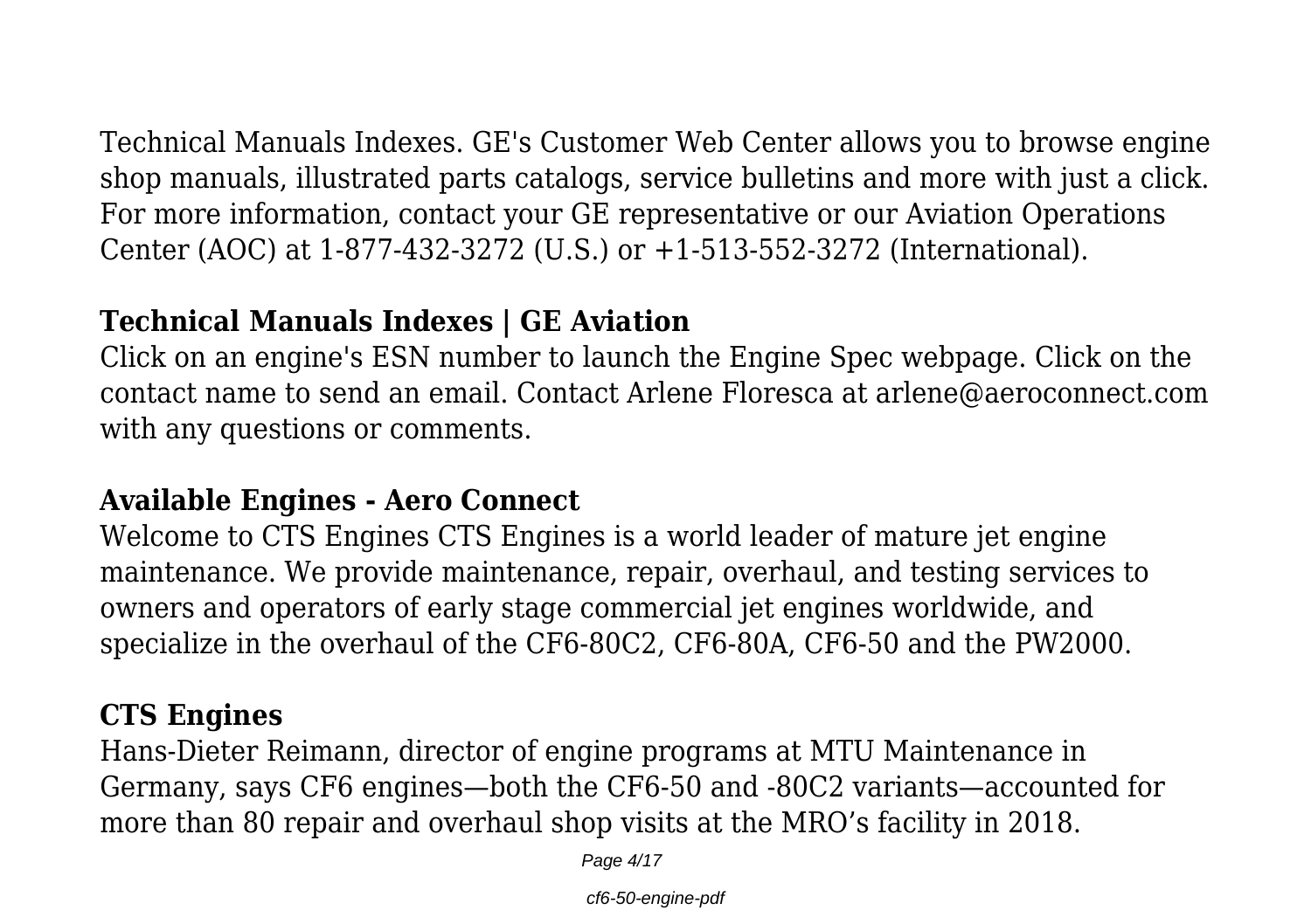Technical Manuals Indexes. GE's Customer Web Center allows you to browse engine shop manuals, illustrated parts catalogs, service bulletins and more with just a click. For more information, contact your GE representative or our Aviation Operations Center (AOC) at 1-877-432-3272 (U.S.) or +1-513-552-3272 (International).

### Technical Manuals Indexes | GE Aviation

Click on an engine's ESN number to launch the Engine Spec webpage. Click on the contact name to send an email. Contact Arlene Floresca at arlene@aeroconnect.com with any questions or comments.

### Available Engines - Aero Connect

Welcome to CTS Engines CTS Engines is a world leader of mature jet engine maintenance. We provide maintenance, repair, overhaul, and testing services to owners and operators of early stage commercial jet engines worldwide, and specialize in the overhaul of the CF6-80C2, CF6-80A, CF6-50 and the PW2000.

### CTS Engines

Hans-Dieter Reimann, director of engine programs at MTU Maintenance in Germany, says CF6 engines—both the CF6-50 and -80C2 variants—accounted for more than 80 repair and overhaul shop visits at the MRO's facility in 2018.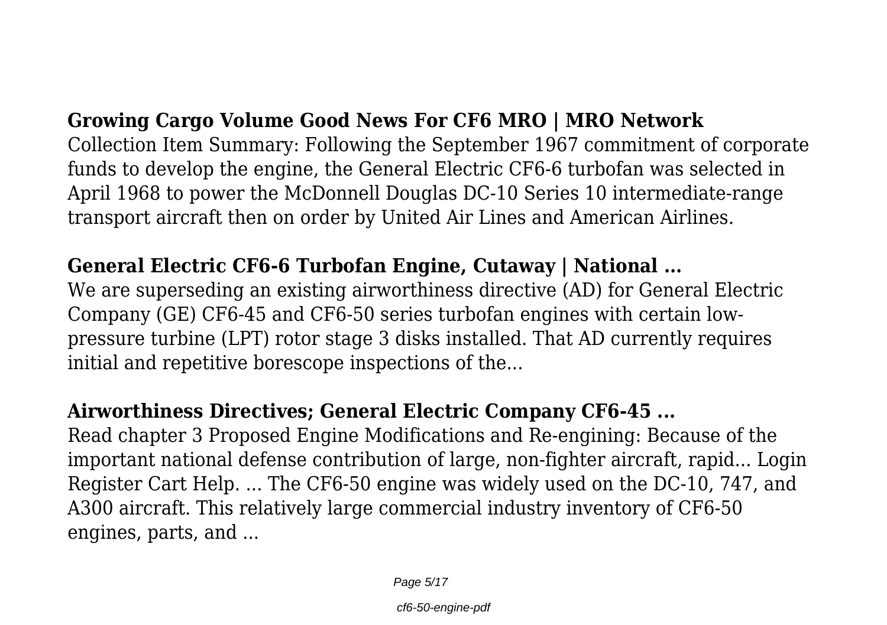## Growing Cargo Volume Good News For CF6 MRO | MRO Network

Collection Item Summary: Following the September 1967 commitment of corporate funds to develop the engine, the General Electric CF6-6 turbofan was selected in April 1968 to power the McDonnell Douglas DC-10 Series 10 intermediate-range transport aircraft then on order by United Air Lines and American Airlines.

## General Electric CF6-6 Turbofan Engine, Cutaway | National ...

We are superseding an existing airworthiness directive (AD) for General Electric Company (GE) CF6-45 and CF6-50 series turbofan engines with certain low-pressure turbine (LPT) rotor stage 3 disks installed. That AD currently requires initial and repetitive borescope inspections of the...

## Airworthiness Directives; General Electric Company CF6-45 ...

Read chapter 3 Proposed Engine Modifications and Re-engining: Because of the important national defense contribution of large, non-fighter aircraft, rapid... Login Register Cart Help. ... The CF6-50 engine was widely used on the DC-10, 747, and A300 aircraft. This relatively large commercial industry inventory of CF6-50 engines, parts, and ...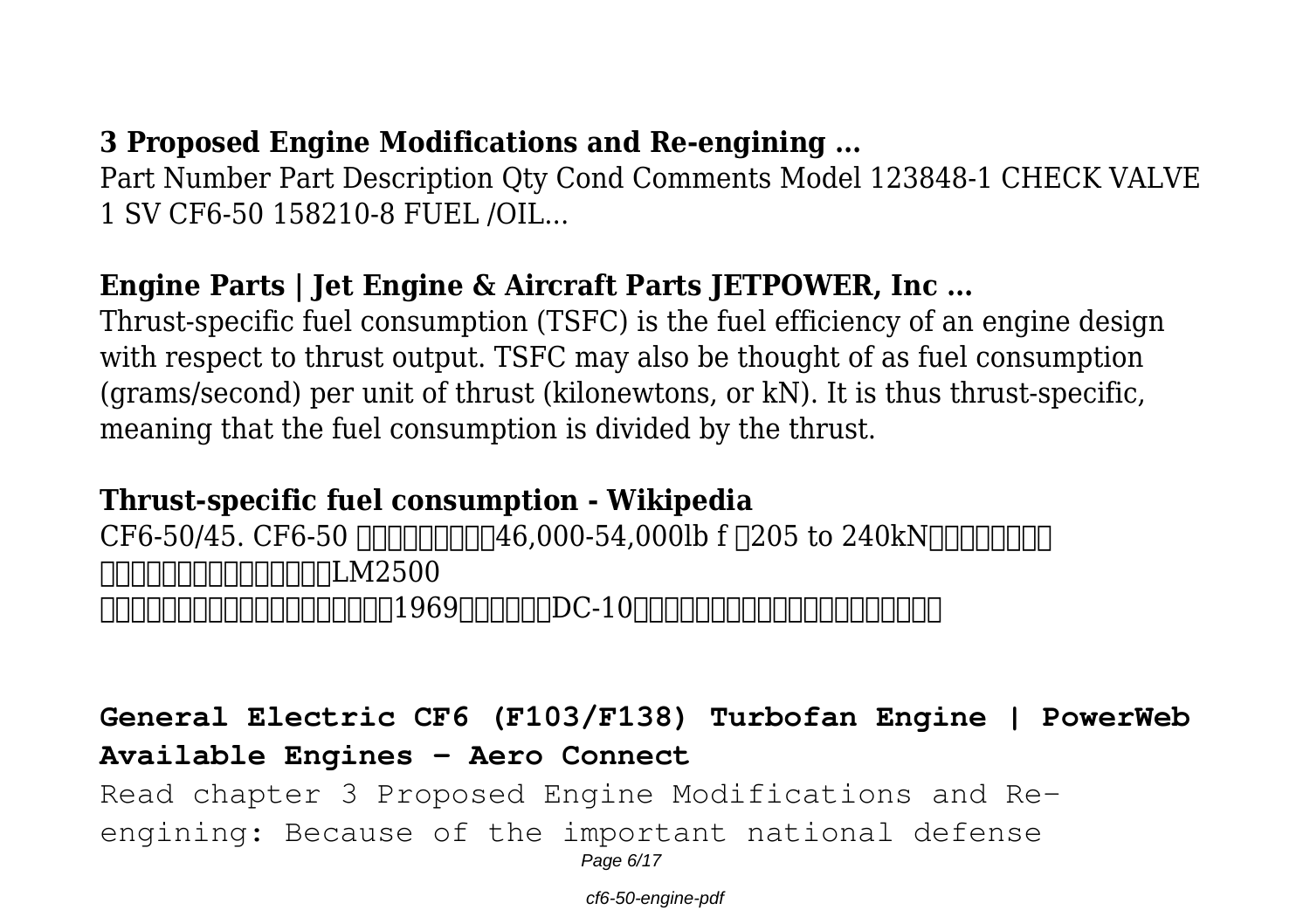**3 Proposed Engine Modifications and Re-engining ...**

Part Number Part Description Qty Cond Comments Model 123848-1 CHECK VALVE 1 SV CF6-50 158210-8 FUEL /OIL...

**Engine Parts | Jet Engine & Aircraft Parts JETPOWER, Inc ...**

Thrust-specific fuel consumption (TSFC) is the fuel efficiency of an engine design with respect to thrust output. TSFC may also be thought of as fuel consumption (grams/second) per unit of thrust (kilonewtons, or kN). It is thus thrust-specific, meaning that the fuel consumption is divided by the thrust.

**Thrust-specific fuel consumption - Wikipedia**

CF6-50/45. CF6-50 □□□□□□□□46,000-54,000lb f □205 to 240kN□□□□□□□□ □□□□□□□□□□□□□□□LM2500 □□□□□□□□□□□□□□□□□□□□1969□□□□□□DC-10□□□□□□□□□□□□□□□□□□□□□□

**General Electric CF6 (F103/F138) Turbofan Engine | PowerWeb**

**Available Engines - Aero Connect**

Read chapter 3 Proposed Engine Modifications and Re-engining: Because of the important national defense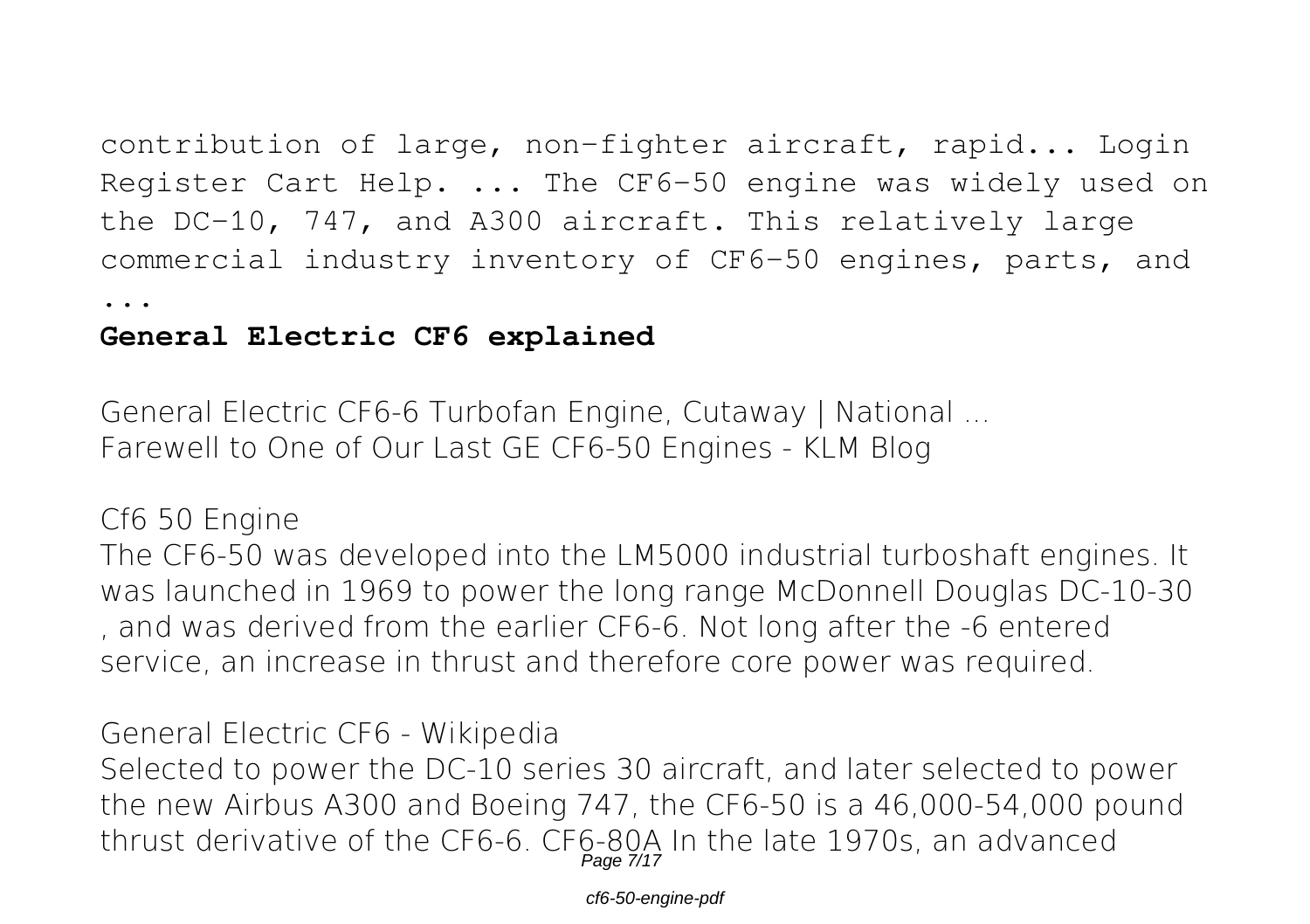contribution of large, non-fighter aircraft, rapid... Login Register Cart Help. ... The CF6-50 engine was widely used on the DC-10, 747, and A300 aircraft. This relatively large commercial industry inventory of CF6-50 engines, parts, and ...

**General Electric CF6 explained**

General Electric CF6-6 Turbofan Engine, Cutaway | National ...
Farewell to One of Our Last GE CF6-50 Engines - KLM Blog

Cf6 50 Engine

The CF6-50 was developed into the LM5000 industrial turboshaft engines. It was launched in 1969 to power the long range McDonnell Douglas DC-10-30 , and was derived from the earlier CF6-6. Not long after the -6 entered service, an increase in thrust and therefore core power was required.

General Electric CF6 - Wikipedia

Selected to power the DC-10 series 30 aircraft, and later selected to power the new Airbus A300 and Boeing 747, the CF6-50 is a 46,000-54,000 pound thrust derivative of the CF6-6. CF6-80A In the late 1970s, an advanced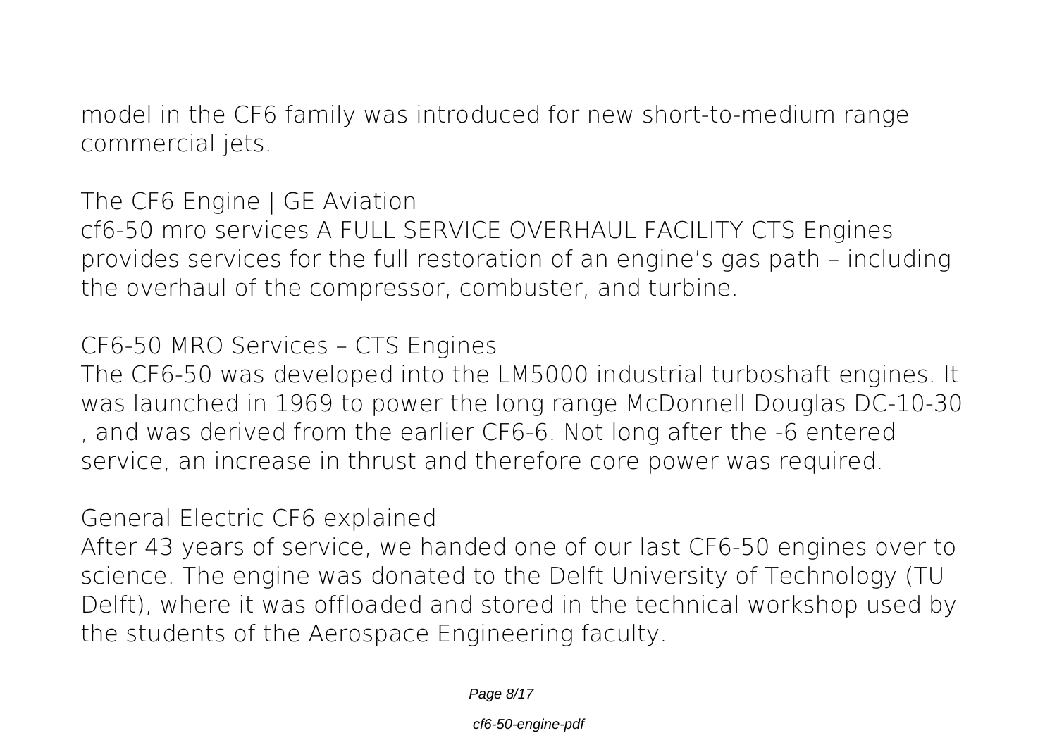model in the CF6 family was introduced for new short-to-medium range commercial jets.

**The CF6 Engine | GE Aviation**

cf6-50 mro services A FULL SERVICE OVERHAUL FACILITY CTS Engines provides services for the full restoration of an engine's gas path – including the overhaul of the compressor, combuster, and turbine.

**CF6-50 MRO Services – CTS Engines**

The CF6-50 was developed into the LM5000 industrial turboshaft engines. It was launched in 1969 to power the long range McDonnell Douglas DC-10-30 , and was derived from the earlier CF6-6. Not long after the -6 entered service, an increase in thrust and therefore core power was required.

**General Electric CF6 explained**

After 43 years of service, we handed one of our last CF6-50 engines over to science. The engine was donated to the Delft University of Technology (TU Delft), where it was offloaded and stored in the technical workshop used by the students of the Aerospace Engineering faculty.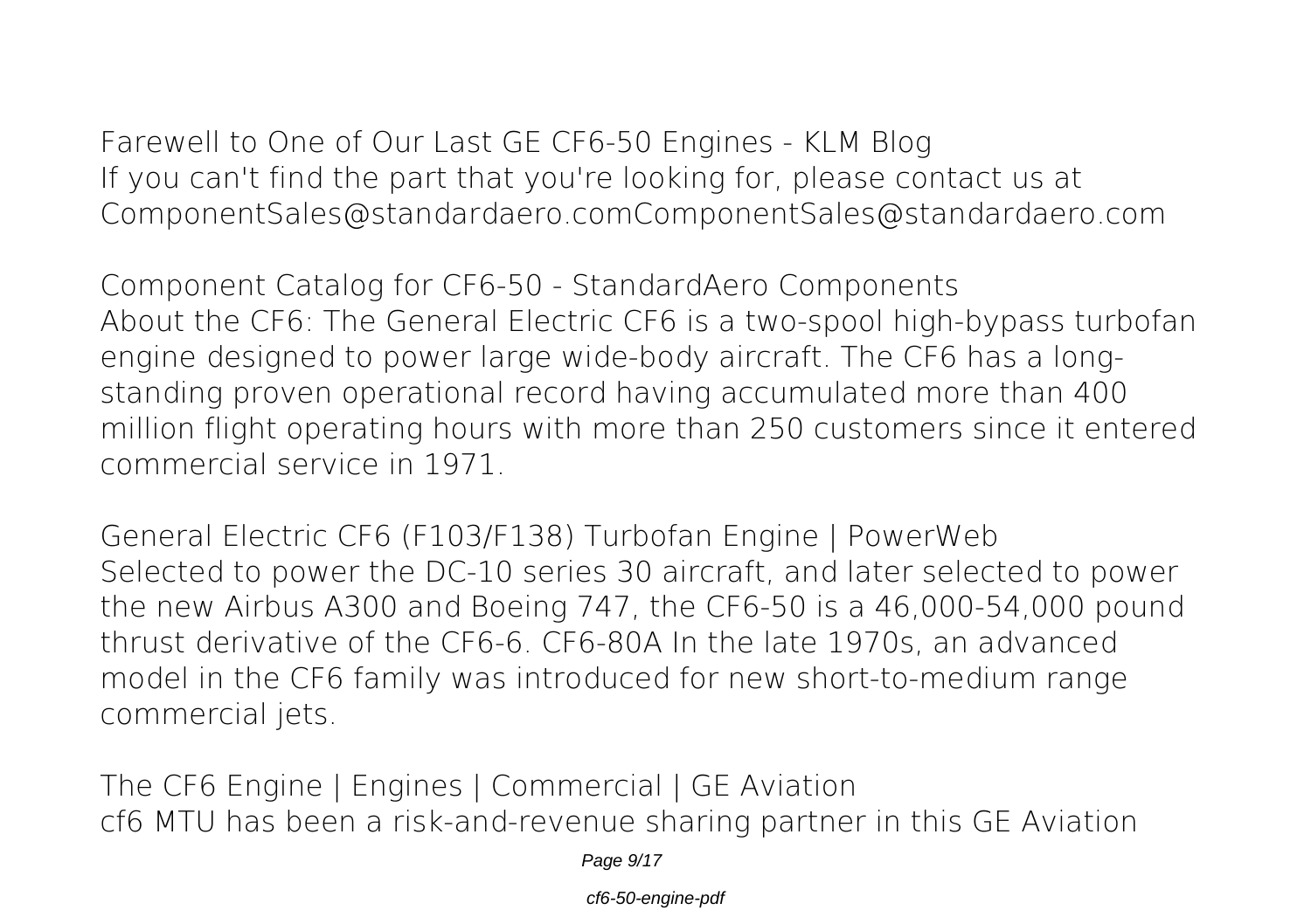**Farewell to One of Our Last GE CF6-50 Engines - KLM Blog**
If you can't find the part that you're looking for, please contact us at ComponentSales@standardaero.comComponentSales@standardaero.com

**Component Catalog for CF6-50 - StandardAero Components**
About the CF6: The General Electric CF6 is a two-spool high-bypass turbofan engine designed to power large wide-body aircraft. The CF6 has a long-standing proven operational record having accumulated more than 400 million flight operating hours with more than 250 customers since it entered commercial service in 1971.

**General Electric CF6 (F103/F138) Turbofan Engine | PowerWeb**
Selected to power the DC-10 series 30 aircraft, and later selected to power the new Airbus A300 and Boeing 747, the CF6-50 is a 46,000-54,000 pound thrust derivative of the CF6-6. CF6-80A In the late 1970s, an advanced model in the CF6 family was introduced for new short-to-medium range commercial jets.

**The CF6 Engine | Engines | Commercial | GE Aviation**
cf6 MTU has been a risk-and-revenue sharing partner in this GE Aviation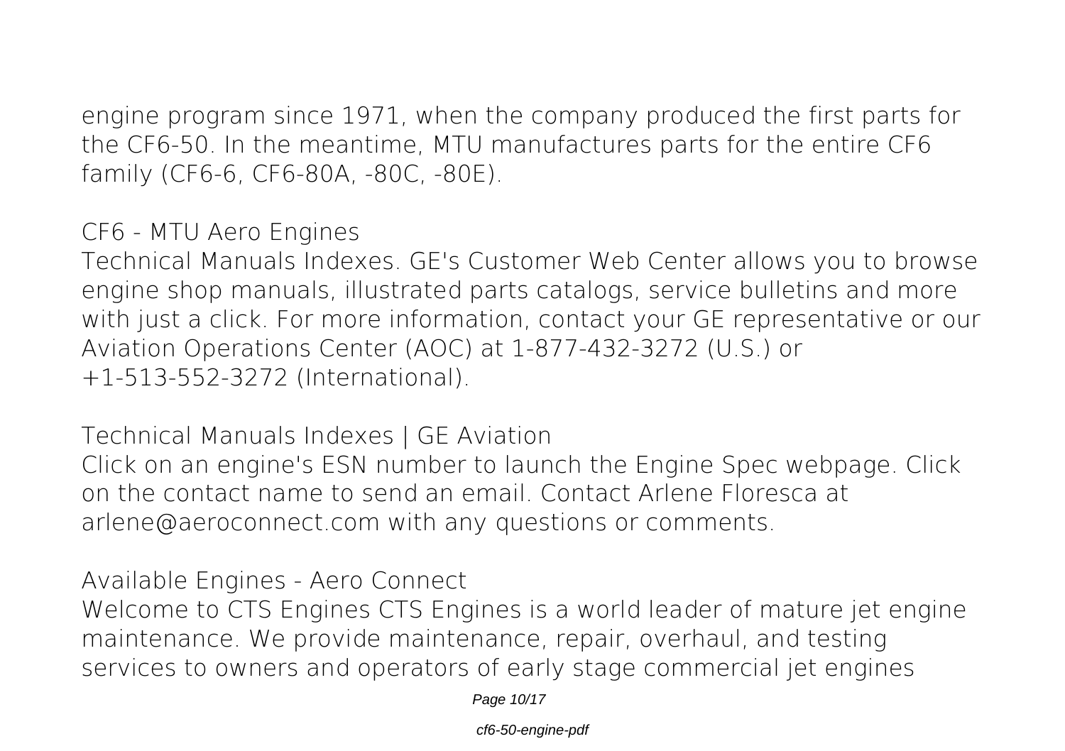engine program since 1971, when the company produced the first parts for the CF6-50. In the meantime, MTU manufactures parts for the entire CF6 family (CF6-6, CF6-80A, -80C, -80E).

**CF6 - MTU Aero Engines**

Technical Manuals Indexes. GE's Customer Web Center allows you to browse engine shop manuals, illustrated parts catalogs, service bulletins and more with just a click. For more information, contact your GE representative or our Aviation Operations Center (AOC) at 1-877-432-3272 (U.S.) or +1-513-552-3272 (International).

**Technical Manuals Indexes | GE Aviation**

Click on an engine's ESN number to launch the Engine Spec webpage. Click on the contact name to send an email. Contact Arlene Floresca at arlene@aeroconnect.com with any questions or comments.

**Available Engines - Aero Connect**

Welcome to CTS Engines CTS Engines is a world leader of mature jet engine maintenance. We provide maintenance, repair, overhaul, and testing services to owners and operators of early stage commercial jet engines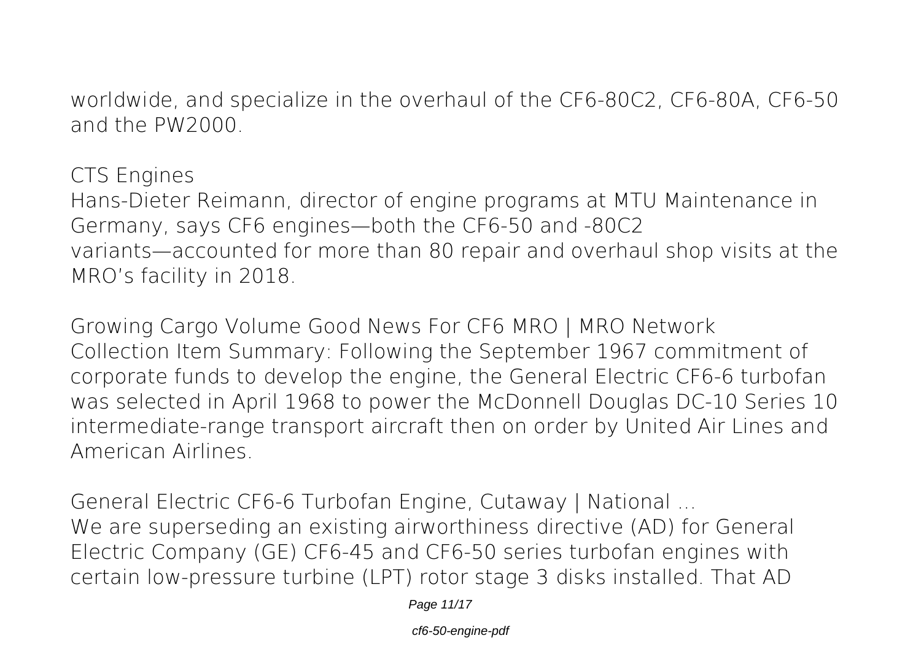worldwide, and specialize in the overhaul of the CF6-80C2, CF6-80A, CF6-50 and the PW2000.

**CTS Engines**

Hans-Dieter Reimann, director of engine programs at MTU Maintenance in Germany, says CF6 engines—both the CF6-50 and -80C2 variants—accounted for more than 80 repair and overhaul shop visits at the MRO's facility in 2018.

**Growing Cargo Volume Good News For CF6 MRO | MRO Network**

Collection Item Summary: Following the September 1967 commitment of corporate funds to develop the engine, the General Electric CF6-6 turbofan was selected in April 1968 to power the McDonnell Douglas DC-10 Series 10 intermediate-range transport aircraft then on order by United Air Lines and American Airlines.

**General Electric CF6-6 Turbofan Engine, Cutaway | National ...**

We are superseding an existing airworthiness directive (AD) for General Electric Company (GE) CF6-45 and CF6-50 series turbofan engines with certain low-pressure turbine (LPT) rotor stage 3 disks installed. That AD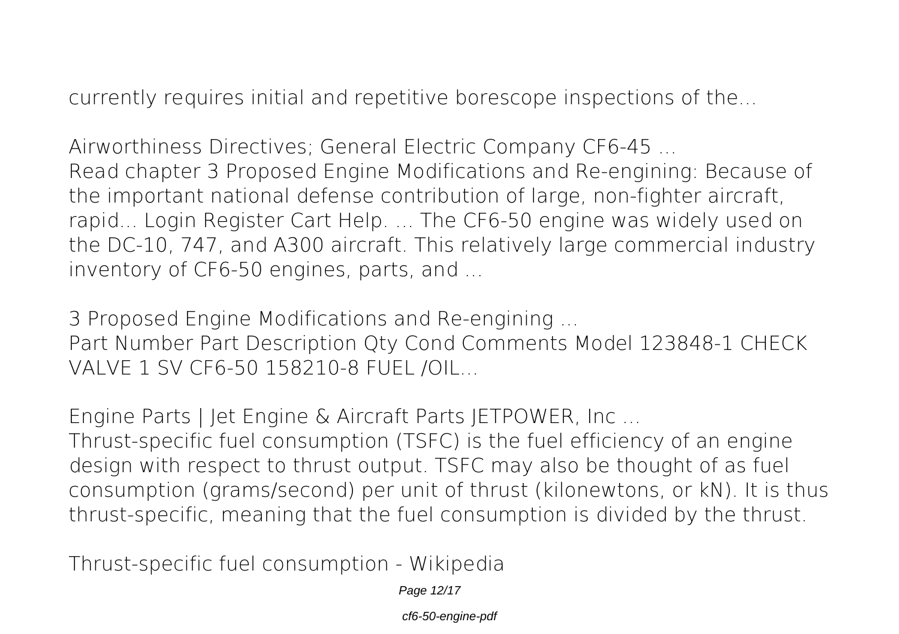currently requires initial and repetitive borescope inspections of the...

**Airworthiness Directives; General Electric Company CF6-45 ...**
Read chapter 3 Proposed Engine Modifications and Re-engining: Because of the important national defense contribution of large, non-fighter aircraft, rapid... Login Register Cart Help. ... The CF6-50 engine was widely used on the DC-10, 747, and A300 aircraft. This relatively large commercial industry inventory of CF6-50 engines, parts, and ...

**3 Proposed Engine Modifications and Re-engining ...**
Part Number Part Description Qty Cond Comments Model 123848-1 CHECK VALVE 1 SV CF6-50 158210-8 FUEL /OIL...

**Engine Parts | Jet Engine & Aircraft Parts JETPOWER, Inc ...**
Thrust-specific fuel consumption (TSFC) is the fuel efficiency of an engine design with respect to thrust output. TSFC may also be thought of as fuel consumption (grams/second) per unit of thrust (kilonewtons, or kN). It is thus thrust-specific, meaning that the fuel consumption is divided by the thrust.

**Thrust-specific fuel consumption - Wikipedia**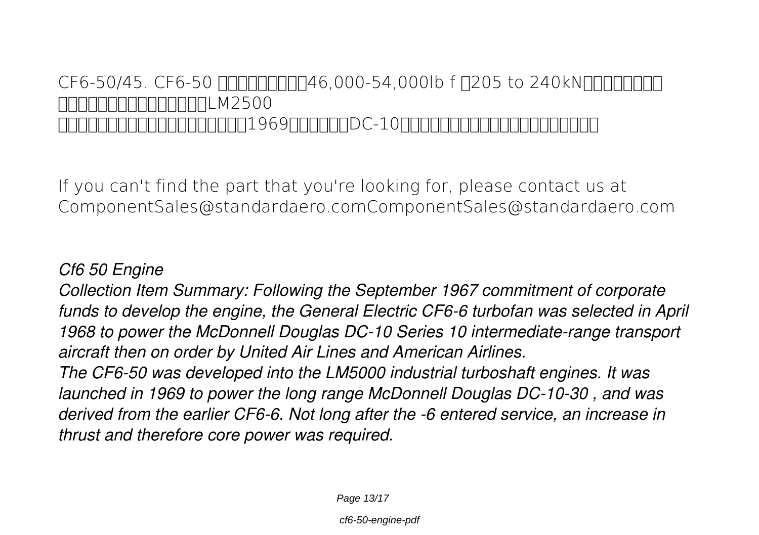CF6-50/45. CF6-50 □□□□□□□□□46,000-54,000lb f □205 to 240kN□□□□□□□□ □□□□□□□□□□□□□□□LM2500 □□□□□□□□□□□□□□□□□□□□1969□□□□□□DC-10□□□□□□□□□□□□□□□□□□□□□□

If you can't find the part that you're looking for, please contact us at ComponentSales@standardaero.comComponentSales@standardaero.com

*Cf6 50 Engine*

*Collection Item Summary: Following the September 1967 commitment of corporate funds to develop the engine, the General Electric CF6-6 turbofan was selected in April 1968 to power the McDonnell Douglas DC-10 Series 10 intermediate-range transport aircraft then on order by United Air Lines and American Airlines.*

*The CF6-50 was developed into the LM5000 industrial turboshaft engines. It was launched in 1969 to power the long range McDonnell Douglas DC-10-30 , and was derived from the earlier CF6-6. Not long after the -6 entered service, an increase in thrust and therefore core power was required.*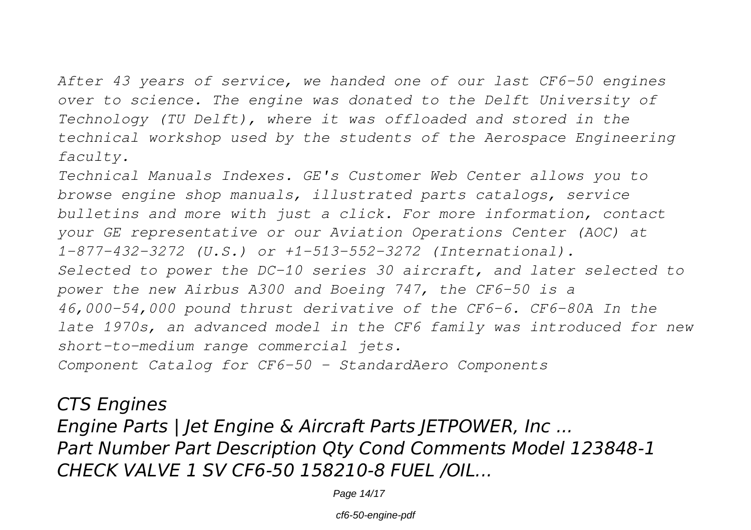*After 43 years of service, we handed one of our last CF6-50 engines over to science. The engine was donated to the Delft University of Technology (TU Delft), where it was offloaded and stored in the technical workshop used by the students of the Aerospace Engineering faculty.*

*Technical Manuals Indexes. GE's Customer Web Center allows you to browse engine shop manuals, illustrated parts catalogs, service bulletins and more with just a click. For more information, contact your GE representative or our Aviation Operations Center (AOC) at 1-877-432-3272 (U.S.) or +1-513-552-3272 (International).*

*Selected to power the DC-10 series 30 aircraft, and later selected to power the new Airbus A300 and Boeing 747, the CF6-50 is a 46,000-54,000 pound thrust derivative of the CF6-6. CF6-80A In the late 1970s, an advanced model in the CF6 family was introduced for new short-to-medium range commercial jets.*

*Component Catalog for CF6-50 - StandardAero Components*

*CTS Engines*

*Engine Parts | Jet Engine & Aircraft Parts JETPOWER, Inc ...*

*Part Number Part Description Qty Cond Comments Model 123848-1 CHECK VALVE 1 SV CF6-50 158210-8 FUEL /OIL...*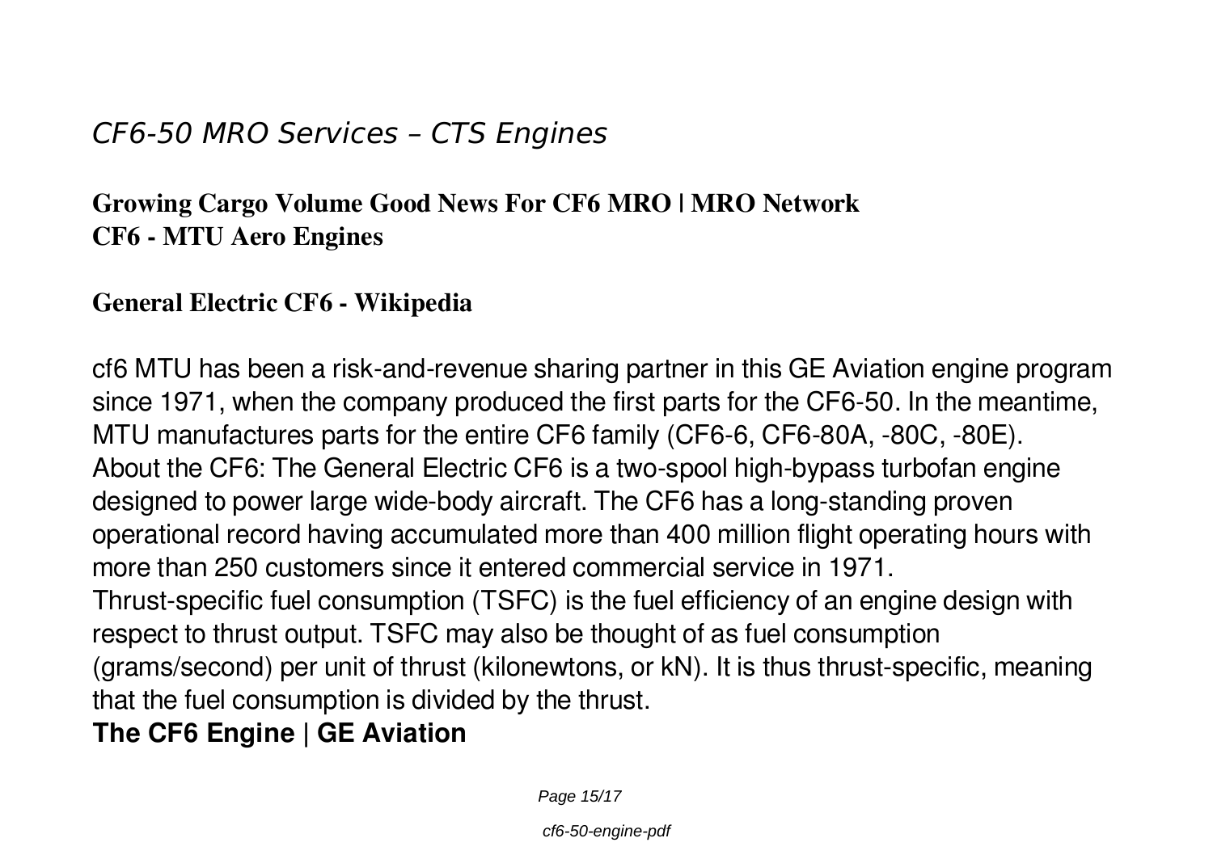*CF6-50 MRO Services – CTS Engines*

**Growing Cargo Volume Good News For CF6 MRO | MRO Network**
**CF6 - MTU Aero Engines**

**General Electric CF6 - Wikipedia**

cf6 MTU has been a risk-and-revenue sharing partner in this GE Aviation engine program since 1971, when the company produced the first parts for the CF6-50. In the meantime, MTU manufactures parts for the entire CF6 family (CF6-6, CF6-80A, -80C, -80E).
About the CF6: The General Electric CF6 is a two-spool high-bypass turbofan engine designed to power large wide-body aircraft. The CF6 has a long-standing proven operational record having accumulated more than 400 million flight operating hours with more than 250 customers since it entered commercial service in 1971.
Thrust-specific fuel consumption (TSFC) is the fuel efficiency of an engine design with respect to thrust output. TSFC may also be thought of as fuel consumption (grams/second) per unit of thrust (kilonewtons, or kN). It is thus thrust-specific, meaning that the fuel consumption is divided by the thrust.

**The CF6 Engine | GE Aviation**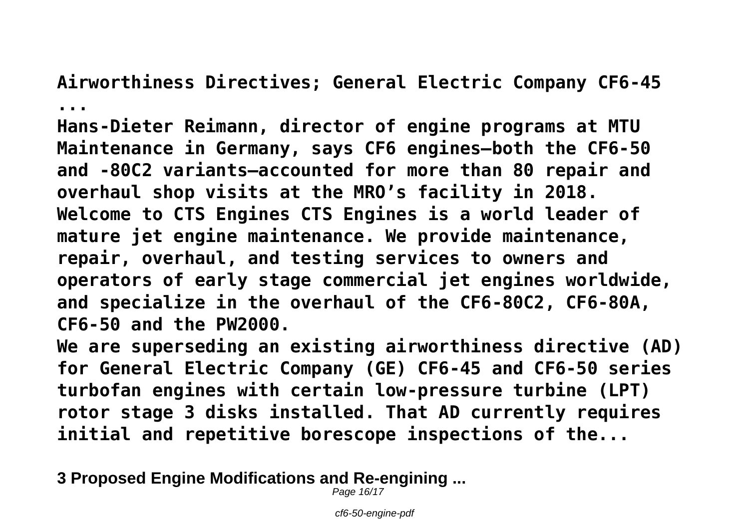**Airworthiness Directives; General Electric Company CF6-45 ...**

**Hans-Dieter Reimann, director of engine programs at MTU Maintenance in Germany, says CF6 engines—both the CF6-50 and -80C2 variants—accounted for more than 80 repair and overhaul shop visits at the MRO's facility in 2018.**

**Welcome to CTS Engines CTS Engines is a world leader of mature jet engine maintenance. We provide maintenance, repair, overhaul, and testing services to owners and operators of early stage commercial jet engines worldwide, and specialize in the overhaul of the CF6-80C2, CF6-80A, CF6-50 and the PW2000.**

**We are superseding an existing airworthiness directive (AD) for General Electric Company (GE) CF6-45 and CF6-50 series turbofan engines with certain low-pressure turbine (LPT) rotor stage 3 disks installed. That AD currently requires initial and repetitive borescope inspections of the...**

**3 Proposed Engine Modifications and Re-engining ...**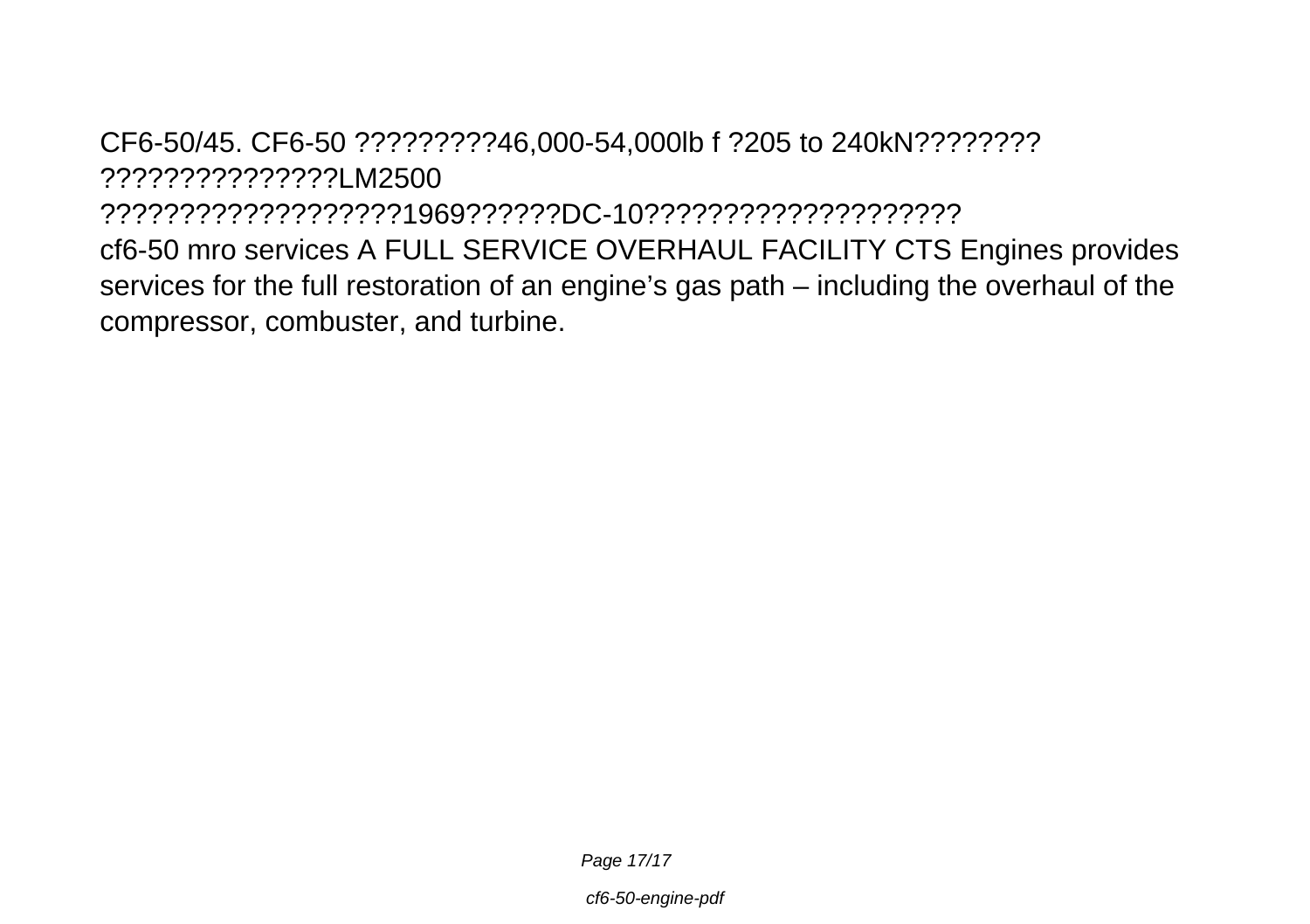CF6-50/45. CF6-50 ?????????46,000-54,000lb f ?205 to 240kN????????
???????????????LM2500
???????????????????1969???????DC-10?????????????????????
cf6-50 mro services A FULL SERVICE OVERHAUL FACILITY CTS Engines provides services for the full restoration of an engine’s gas path – including the overhaul of the compressor, combuster, and turbine.